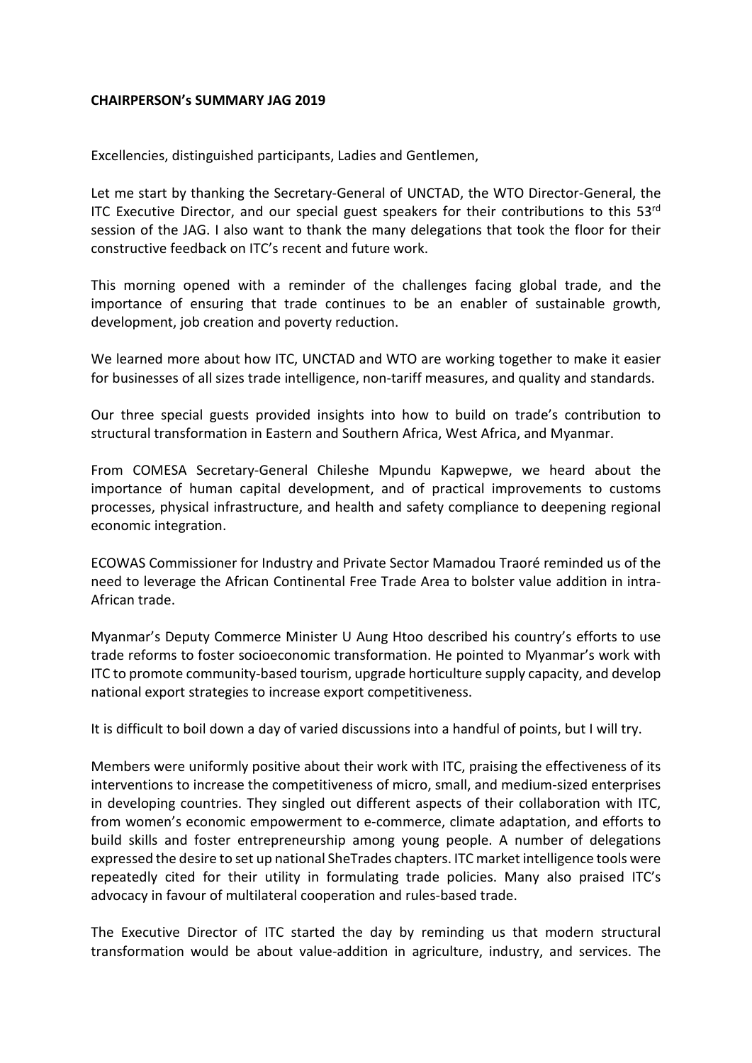**CHAIRPERSON's SUMMARY JAG 2019**

Excellencies, distinguished participants, Ladies and Gentlemen,

Let me start by thanking the Secretary-General of UNCTAD, the WTO Director-General, the ITC Executive Director, and our special guest speakers for their contributions to this 53rd session of the JAG. I also want to thank the many delegations that took the floor for their constructive feedback on ITC's recent and future work.

This morning opened with a reminder of the challenges facing global trade, and the importance of ensuring that trade continues to be an enabler of sustainable growth, development, job creation and poverty reduction.

We learned more about how ITC, UNCTAD and WTO are working together to make it easier for businesses of all sizes trade intelligence, non-tariff measures, and quality and standards.

Our three special guests provided insights into how to build on trade's contribution to structural transformation in Eastern and Southern Africa, West Africa, and Myanmar.

From COMESA Secretary-General Chileshe Mpundu Kapwepwe, we heard about the importance of human capital development, and of practical improvements to customs processes, physical infrastructure, and health and safety compliance to deepening regional economic integration.

ECOWAS Commissioner for Industry and Private Sector Mamadou Traoré reminded us of the need to leverage the African Continental Free Trade Area to bolster value addition in intra-African trade.

Myanmar's Deputy Commerce Minister U Aung Htoo described his country's efforts to use trade reforms to foster socioeconomic transformation. He pointed to Myanmar's work with ITC to promote community-based tourism, upgrade horticulture supply capacity, and develop national export strategies to increase export competitiveness.

It is difficult to boil down a day of varied discussions into a handful of points, but I will try.

Members were uniformly positive about their work with ITC, praising the effectiveness of its interventions to increase the competitiveness of micro, small, and medium-sized enterprises in developing countries. They singled out different aspects of their collaboration with ITC, from women's economic empowerment to e-commerce, climate adaptation, and efforts to build skills and foster entrepreneurship among young people. A number of delegations expressed the desire to set up national SheTrades chapters. ITC market intelligence tools were repeatedly cited for their utility in formulating trade policies. Many also praised ITC's advocacy in favour of multilateral cooperation and rules-based trade.

The Executive Director of ITC started the day by reminding us that modern structural transformation would be about value-addition in agriculture, industry, and services. The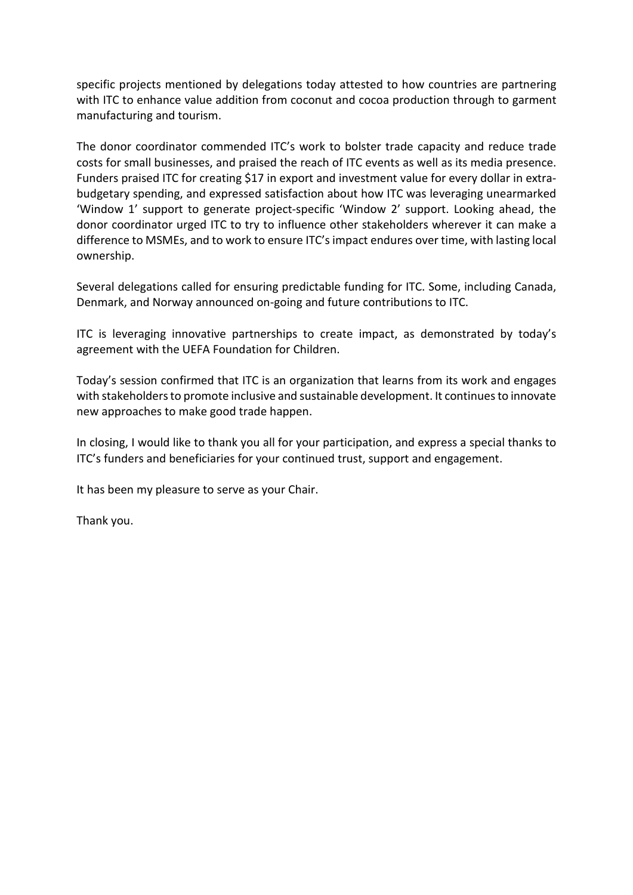specific projects mentioned by delegations today attested to how countries are partnering with ITC to enhance value addition from coconut and cocoa production through to garment manufacturing and tourism.

The donor coordinator commended ITC's work to bolster trade capacity and reduce trade costs for small businesses, and praised the reach of ITC events as well as its media presence. Funders praised ITC for creating $17 in export and investment value for every dollar in extra-budgetary spending, and expressed satisfaction about how ITC was leveraging unearmarked 'Window 1' support to generate project-specific 'Window 2' support. Looking ahead, the donor coordinator urged ITC to try to influence other stakeholders wherever it can make a difference to MSMEs, and to work to ensure ITC's impact endures over time, with lasting local ownership.

Several delegations called for ensuring predictable funding for ITC. Some, including Canada, Denmark, and Norway announced on-going and future contributions to ITC.

ITC is leveraging innovative partnerships to create impact, as demonstrated by today's agreement with the UEFA Foundation for Children.

Today's session confirmed that ITC is an organization that learns from its work and engages with stakeholders to promote inclusive and sustainable development. It continues to innovate new approaches to make good trade happen.

In closing, I would like to thank you all for your participation, and express a special thanks to ITC's funders and beneficiaries for your continued trust, support and engagement.

It has been my pleasure to serve as your Chair.

Thank you.